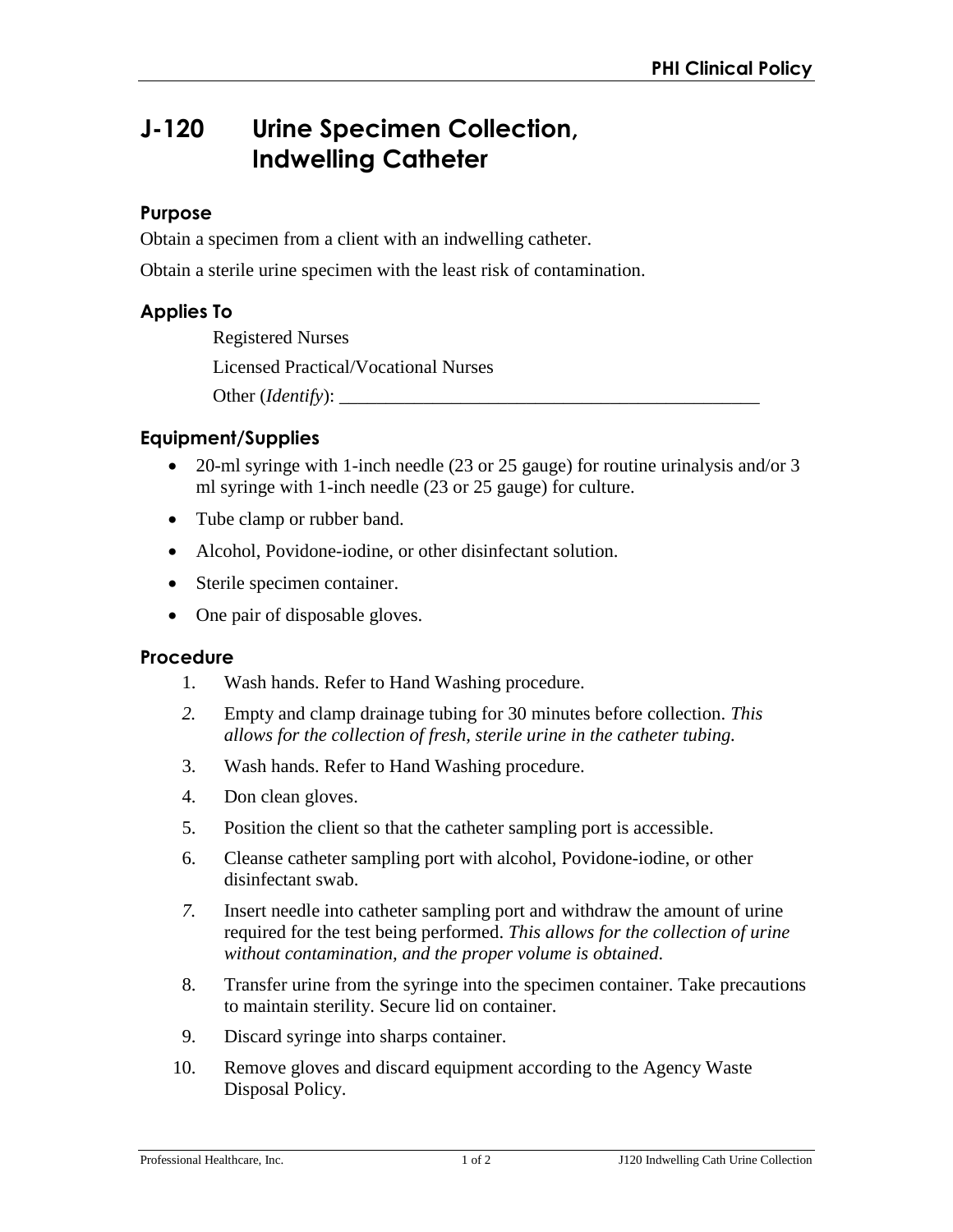# J-120 Urine Specimen Collection, Indwelling Catheter

## Purpose

Obtain a specimen from a client with an indwelling catheter.

Obtain a sterile urine specimen with the least risk of contamination.

## Applies To

Registered Nurses

Licensed Practical/Vocational Nurses

Other (*Identify*): _______________________________________________

## Equipment/Supplies

- 20-ml syringe with 1-inch needle (23 or 25 gauge) for routine urinalysis and/or 3 ml syringe with 1-inch needle (23 or 25 gauge) for culture.
- Tube clamp or rubber band.
- Alcohol, Povidone-iodine, or other disinfectant solution.
- Sterile specimen container.
- One pair of disposable gloves.

## Procedure

1. Wash hands. Refer to Hand Washing procedure.
2. Empty and clamp drainage tubing for 30 minutes before collection. *This allows for the collection of fresh, sterile urine in the catheter tubing.*
3. Wash hands. Refer to Hand Washing procedure.
4. Don clean gloves.
5. Position the client so that the catheter sampling port is accessible.
6. Cleanse catheter sampling port with alcohol, Povidone-iodine, or other disinfectant swab.
7. Insert needle into catheter sampling port and withdraw the amount of urine required for the test being performed. *This allows for the collection of urine without contamination, and the proper volume is obtained.*
8. Transfer urine from the syringe into the specimen container. Take precautions to maintain sterility. Secure lid on container.
9. Discard syringe into sharps container.
10. Remove gloves and discard equipment according to the Agency Waste Disposal Policy.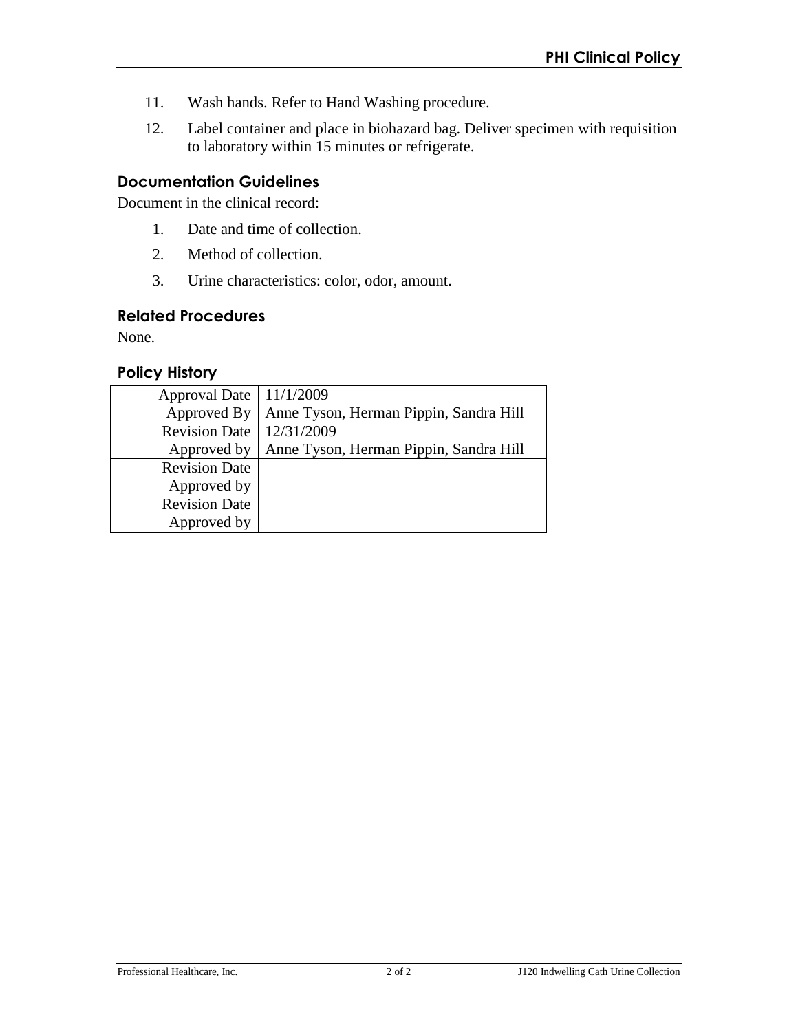11. Wash hands. Refer to Hand Washing procedure.
12. Label container and place in biohazard bag. Deliver specimen with requisition to laboratory within 15 minutes or refrigerate.

### Documentation Guidelines

Document in the clinical record:

1. Date and time of collection.
2. Method of collection.
3. Urine characteristics: color, odor, amount.

### Related Procedures

None.

### Policy History

| | |
|---|---|
| Approval Date | 11/1/2009 |
| Approved By | Anne Tyson, Herman Pippin, Sandra Hill |
| Revision Date | 12/31/2009 |
| Approved by | Anne Tyson, Herman Pippin, Sandra Hill |
| Revision Date | |
| Approved by | |
| Revision Date | |
| Approved by | |